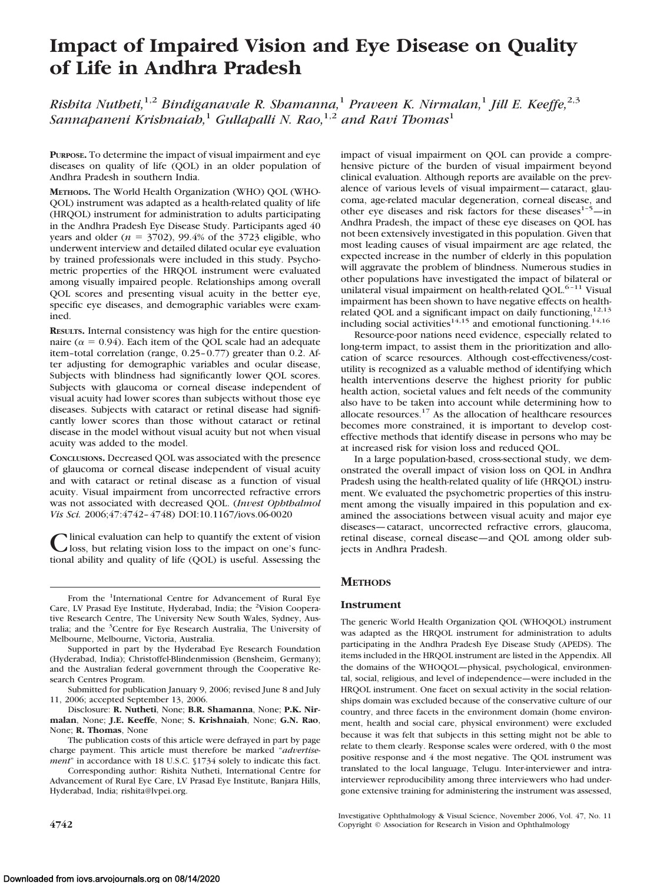#  Impact of Impaired Vision and Eye Disease on Quality of Life in Andhra Pradesh

*Rishita Nutheti,[1,2] Bindiganavale R. Shamanna,[1] Praveen K. Nirmalan,[1] Jill E. Keeffe,[2,3] Sannapaneni Krishnaiah,[1] Gullapalli N. Rao,[1,2] and Ravi Thomas[1]*

**PURPOSE.** To determine the impact of visual impairment and eye diseases on quality of life (QOL) in an older population of Andhra Pradesh in southern India.

**METHODS.** The World Health Organization (WHO) QOL (WHO-QOL) instrument was adapted as a health-related quality of life (HRQOL) instrument for administration to adults participating in the Andhra Pradesh Eye Disease Study. Participants aged 40 years and older ($n = 3702$), 99.4% of the 3723 eligible, who underwent interview and detailed dilated ocular eye evaluation by trained professionals were included in this study. Psychometric properties of the HRQOL instrument were evaluated among visually impaired people. Relationships among overall QOL scores and presenting visual acuity in the better eye, specific eye diseases, and demographic variables were examined.

**RESULTS.** Internal consistency was high for the entire questionnaire ($\alpha = 0.94$). Each item of the QOL scale had an adequate item–total correlation (range, 0.25–0.77) greater than 0.2. After adjusting for demographic variables and ocular disease, Subjects with blindness had significantly lower QOL scores. Subjects with glaucoma or corneal disease independent of visual acuity had lower scores than subjects without those eye diseases. Subjects with cataract or retinal disease had significantly lower scores than those without cataract or retinal disease in the model without visual acuity but not when visual acuity was added to the model.

**CONCLUSIONS.** Decreased QOL was associated with the presence of glaucoma or corneal disease independent of visual acuity and with cataract or retinal disease as a function of visual acuity. Visual impairment from uncorrected refractive errors was not associated with decreased QOL. (*Invest Ophthalmol Vis Sci.* 2006;47:4742–4748) DOI:10.1167/iovs.06-0020

Clinical evaluation can help to quantify the extent of vision loss, but relating vision loss to the impact on one's functional ability and quality of life (QOL) is useful. Assessing the impact of visual impairment on QOL can provide a comprehensive picture of the burden of visual impairment beyond clinical evaluation. Although reports are available on the prevalence of various levels of visual impairment—cataract, glaucoma, age-related macular degeneration, corneal disease, and other eye diseases and risk factors for these diseases[1–5]—in Andhra Pradesh, the impact of these eye diseases on QOL has not been extensively investigated in this population. Given that most leading causes of visual impairment are age related, the expected increase in the number of elderly in this population will aggravate the problem of blindness. Numerous studies in other populations have investigated the impact of bilateral or unilateral visual impairment on health-related QOL.[6–11] Visual impairment has been shown to have negative effects on health-related QOL and a significant impact on daily functioning,[12,13] including social activities[14,15] and emotional functioning.[14,16]

Resource-poor nations need evidence, especially related to long-term impact, to assist them in the prioritization and allocation of scarce resources. Although cost-effectiveness/cost-utility is recognized as a valuable method of identifying which health interventions deserve the highest priority for public health action, societal values and felt needs of the community also have to be taken into account while determining how to allocate resources.[17] As the allocation of healthcare resources becomes more constrained, it is important to develop cost-effective methods that identify disease in persons who may be at increased risk for vision loss and reduced QOL.

In a large population-based, cross-sectional study, we demonstrated the overall impact of vision loss on QOL in Andhra Pradesh using the health-related quality of life (HRQOL) instrument. We evaluated the psychometric properties of this instrument among the visually impaired in this population and examined the associations between visual acuity and major eye diseases—cataract, uncorrected refractive errors, glaucoma, retinal disease, corneal disease—and QOL among older subjects in Andhra Pradesh.

## METHODS

### Instrument

The generic World Health Organization QOL (WHOQOL) instrument was adapted as the HRQOL instrument for administration to adults participating in the Andhra Pradesh Eye Disease Study (APEDS). The items included in the HRQOL instrument are listed in the Appendix. All the domains of the WHOQOL—physical, psychological, environmental, social, religious, and level of independence—were included in the HRQOL instrument. One facet on sexual activity in the social relationships domain was excluded because of the conservative culture of our country, and three facets in the environment domain (home environment, health and social care, physical environment) were excluded because it was felt that subjects in this setting might not be able to relate to them clearly. Response scales were ordered, with 0 the most positive response and 4 the most negative. The QOL instrument was translated to the local language, Telugu. Inter-interviewer and intra-interviewer reproducibility among three interviewers who had undergone extensive training for administering the instrument was assessed,

From the [1]International Centre for Advancement of Rural Eye Care, LV Prasad Eye Institute, Hyderabad, India; the [2]Vision Cooperative Research Centre, The University New South Wales, Sydney, Australia; and the [3]Centre for Eye Research Australia, The University of Melbourne, Melbourne, Victoria, Australia.

Supported in part by the Hyderabad Eye Research Foundation (Hyderabad, India); Christoffel-Blindenmission (Bensheim, Germany); and the Australian federal government through the Cooperative Research Centres Program.

Submitted for publication January 9, 2006; revised June 8 and July 11, 2006; accepted September 13, 2006.

Disclosure: **R. Nutheti**, None; **B.R. Shamanna**, None; **P.K. Nirmalan**, None; **J.E. Keeffe**, None; **S. Krishnaiah**, None; **G.N. Rao**, None; **R. Thomas**, None

The publication costs of this article were defrayed in part by page charge payment. This article must therefore be marked "*advertisement*" in accordance with 18 U.S.C. §1734 solely to indicate this fact.

Corresponding author: Rishita Nutheti, International Centre for Advancement of Rural Eye Care, LV Prasad Eye Institute, Banjara Hills, Hyderabad, India; rishita@lvpei.org.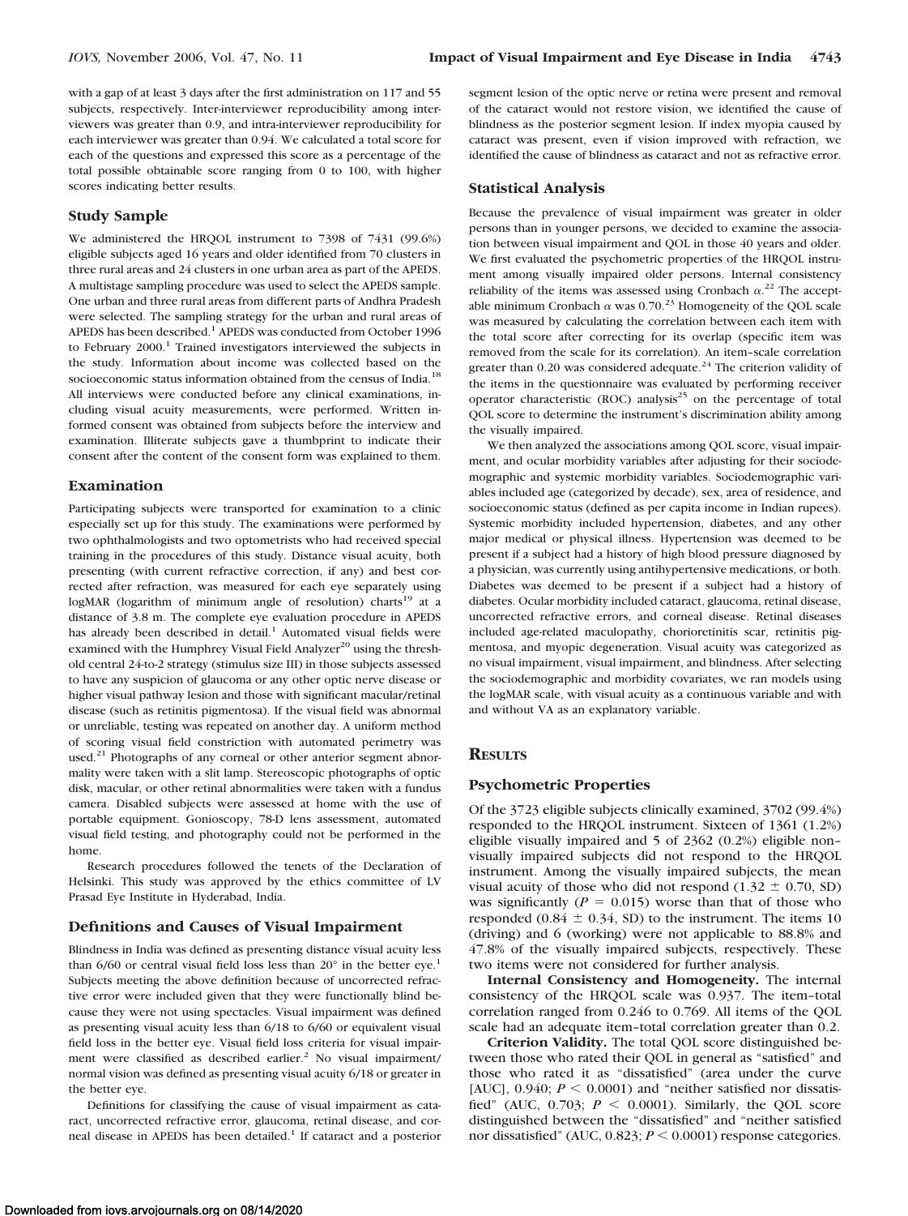with a gap of at least 3 days after the first administration on 117 and 55 subjects, respectively. Inter-interviewer reproducibility among interviewers was greater than 0.9, and intra-interviewer reproducibility for each interviewer was greater than 0.94. We calculated a total score for each of the questions and expressed this score as a percentage of the total possible obtainable score ranging from 0 to 100, with higher scores indicating better results.

### Study Sample

We administered the HRQOL instrument to 7398 of 7431 (99.6%) eligible subjects aged 16 years and older identified from 70 clusters in three rural areas and 24 clusters in one urban area as part of the APEDS. A multistage sampling procedure was used to select the APEDS sample. One urban and three rural areas from different parts of Andhra Pradesh were selected. The sampling strategy for the urban and rural areas of APEDS has been described.[1] APEDS was conducted from October 1996 to February 2000.[1] Trained investigators interviewed the subjects in the study. Information about income was collected based on the socioeconomic status information obtained from the census of India.[18] All interviews were conducted before any clinical examinations, including visual acuity measurements, were performed. Written informed consent was obtained from subjects before the interview and examination. Illiterate subjects gave a thumbprint to indicate their consent after the content of the consent form was explained to them.

### Examination

Participating subjects were transported for examination to a clinic especially set up for this study. The examinations were performed by two ophthalmologists and two optometrists who had received special training in the procedures of this study. Distance visual acuity, both presenting (with current refractive correction, if any) and best corrected after refraction, was measured for each eye separately using logMAR (logarithm of minimum angle of resolution) charts[19] at a distance of 3.8 m. The complete eye evaluation procedure in APEDS has already been described in detail.[1] Automated visual fields were examined with the Humphrey Visual Field Analyzer[20] using the threshold central 24-to-2 strategy (stimulus size III) in those subjects assessed to have any suspicion of glaucoma or any other optic nerve disease or higher visual pathway lesion and those with significant macular/retinal disease (such as retinitis pigmentosa). If the visual field was abnormal or unreliable, testing was repeated on another day. A uniform method of scoring visual field constriction with automated perimetry was used.[21] Photographs of any corneal or other anterior segment abnormality were taken with a slit lamp. Stereoscopic photographs of optic disk, macular, or other retinal abnormalities were taken with a fundus camera. Disabled subjects were assessed at home with the use of portable equipment. Gonioscopy, 78-D lens assessment, automated visual field testing, and photography could not be performed in the home.

Research procedures followed the tenets of the Declaration of Helsinki. This study was approved by the ethics committee of LV Prasad Eye Institute in Hyderabad, India.

### Definitions and Causes of Visual Impairment

Blindness in India was defined as presenting distance visual acuity less than 6/60 or central visual field loss less than 20° in the better eye.[1] Subjects meeting the above definition because of uncorrected refractive error were included given that they were functionally blind because they were not using spectacles. Visual impairment was defined as presenting visual acuity less than 6/18 to 6/60 or equivalent visual field loss in the better eye. Visual field loss criteria for visual impairment were classified as described earlier.[2] No visual impairment/normal vision was defined as presenting visual acuity 6/18 or greater in the better eye.

Definitions for classifying the cause of visual impairment as cataract, uncorrected refractive error, glaucoma, retinal disease, and corneal disease in APEDS has been detailed.[1] If cataract and a posterior segment lesion of the optic nerve or retina were present and removal of the cataract would not restore vision, we identified the cause of blindness as the posterior segment lesion. If index myopia caused by cataract was present, even if vision improved with refraction, we identified the cause of blindness as cataract and not as refractive error.

### Statistical Analysis

Because the prevalence of visual impairment was greater in older persons than in younger persons, we decided to examine the association between visual impairment and QOL in those 40 years and older. We first evaluated the psychometric properties of the HRQOL instrument among visually impaired older persons. Internal consistency reliability of the items was assessed using Cronbach $\alpha$.[22] The acceptable minimum Cronbach $\alpha$ was 0.70.[23] Homogeneity of the QOL scale was measured by calculating the correlation between each item with the total score after correcting for its overlap (specific item was removed from the scale for its correlation). An item–scale correlation greater than 0.20 was considered adequate.[24] The criterion validity of the items in the questionnaire was evaluated by performing receiver operator characteristic (ROC) analysis[25] on the percentage of total QOL score to determine the instrument's discrimination ability among the visually impaired.

We then analyzed the associations among QOL score, visual impairment, and ocular morbidity variables after adjusting for their sociodemographic and systemic morbidity variables. Sociodemographic variables included age (categorized by decade), sex, area of residence, and socioeconomic status (defined as per capita income in Indian rupees). Systemic morbidity included hypertension, diabetes, and any other major medical or physical illness. Hypertension was deemed to be present if a subject had a history of high blood pressure diagnosed by a physician, was currently using antihypertensive medications, or both. Diabetes was deemed to be present if a subject had a history of diabetes. Ocular morbidity included cataract, glaucoma, retinal disease, uncorrected refractive errors, and corneal disease. Retinal diseases included age-related maculopathy, chorioretinitis scar, retinitis pigmentosa, and myopic degeneration. Visual acuity was categorized as no visual impairment, visual impairment, and blindness. After selecting the sociodemographic and morbidity covariates, we ran models using the logMAR scale, with visual acuity as a continuous variable and with and without VA as an explanatory variable.

## Results

### Psychometric Properties

Of the 3723 eligible subjects clinically examined, 3702 (99.4%) responded to the HRQOL instrument. Sixteen of 1361 (1.2%) eligible visually impaired and 5 of 2362 (0.2%) eligible non–visually impaired subjects did not respond to the HRQOL instrument. Among the visually impaired subjects, the mean visual acuity of those who did not respond (1.32 ± 0.70, SD) was significantly ($P = 0.015$) worse than that of those who responded (0.84 ± 0.34, SD) to the instrument. The items 10 (driving) and 6 (working) were not applicable to 88.8% and 47.8% of the visually impaired subjects, respectively. These two items were not considered for further analysis.

**Internal Consistency and Homogeneity.** The internal consistency of the HRQOL scale was 0.937. The item–total correlation ranged from 0.246 to 0.769. All items of the QOL scale had an adequate item–total correlation greater than 0.2.

**Criterion Validity.** The total QOL score distinguished between those who rated their QOL in general as "satisfied" and those who rated it as "dissatisfied" (area under the curve [AUC], 0.940; $P < 0.0001$) and "neither satisfied nor dissatisfied" (AUC, 0.703; $P < 0.0001$). Similarly, the QOL score distinguished between the "dissatisfied" and "neither satisfied nor dissatisfied" (AUC, 0.823; $P < 0.0001$) response categories.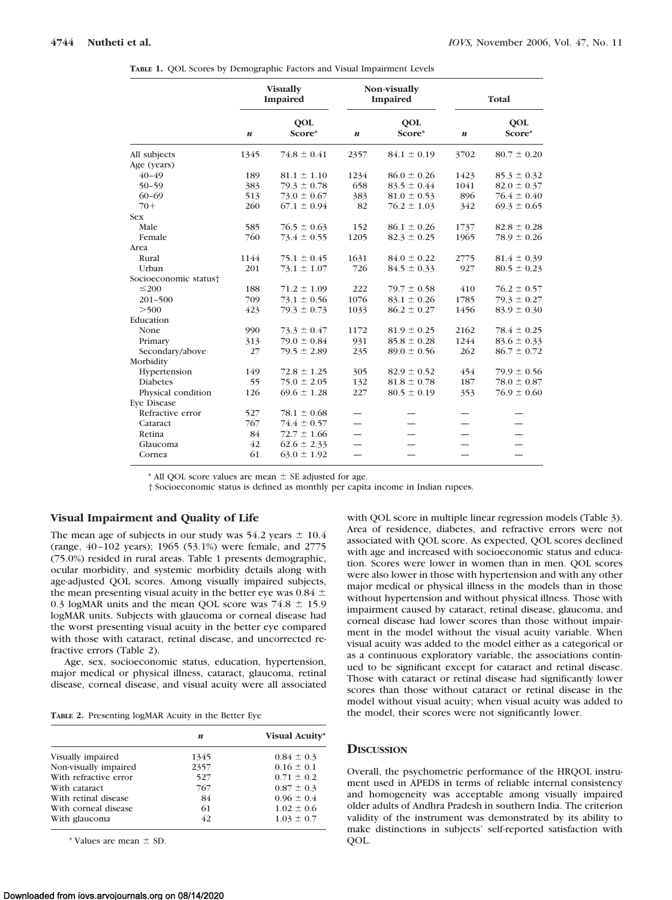**Table 1.** QOL Scores by Demographic Factors and Visual Impairment Levels

| | Visually Impaired | | Non-visually Impaired | | Total | |
|---|---|---|---|---|---|---|
| | $n$ | QOL Score* | $n$ | QOL Score* | $n$ | QOL Score* |
| All subjects | 1345 | 74.8 ± 0.41 | 2357 | 84.1 ± 0.19 | 3702 | 80.7 ± 0.20 |
| Age (years) | | | | | | |
| 40–49 | 189 | 81.1 ± 1.10 | 1234 | 86.0 ± 0.26 | 1423 | 85.3 ± 0.32 |
| 50–59 | 383 | 79.3 ± 0.78 | 658 | 83.5 ± 0.44 | 1041 | 82.0 ± 0.37 |
| 60–69 | 513 | 73.0 ± 0.67 | 383 | 81.0 ± 0.53 | 896 | 76.4 ± 0.40 |
| 70+ | 260 | 67.1 ± 0.94 | 82 | 76.2 ± 1.03 | 342 | 69.3 ± 0.65 |
| Sex | | | | | | |
| Male | 585 | 76.5 ± 0.63 | 152 | 86.1 ± 0.26 | 1737 | 82.8 ± 0.28 |
| Female | 760 | 73.4 ± 0.55 | 1205 | 82.3 ± 0.25 | 1965 | 78.9 ± 0.26 |
| Area | | | | | | |
| Rural | 1144 | 75.1 ± 0.45 | 1631 | 84.0 ± 0.22 | 2775 | 81.4 ± 0.39 |
| Urban | 201 | 73.1 ± 1.07 | 726 | 84.5 ± 0.33 | 927 | 80.5 ± 0.23 |
| Socioeconomic status† | | | | | | |
| ≤200 | 188 | 71.2 ± 1.09 | 222 | 79.7 ± 0.58 | 410 | 76.2 ± 0.57 |
| 201–500 | 709 | 73.1 ± 0.56 | 1076 | 83.1 ± 0.26 | 1785 | 79.3 ± 0.27 |
| >500 | 423 | 79.3 ± 0.73 | 1033 | 86.2 ± 0.27 | 1456 | 83.9 ± 0.30 |
| Education | | | | | | |
| None | 990 | 73.3 ± 0.47 | 1172 | 81.9 ± 0.25 | 2162 | 78.4 ± 0.25 |
| Primary | 313 | 79.0 ± 0.84 | 931 | 85.8 ± 0.28 | 1244 | 83.6 ± 0.33 |
| Secondary/above | 27 | 79.5 ± 2.89 | 235 | 89.0 ± 0.56 | 262 | 86.7 ± 0.72 |
| Morbidity | | | | | | |
| Hypertension | 149 | 72.8 ± 1.25 | 305 | 82.9 ± 0.52 | 454 | 79.9 ± 0.56 |
| Diabetes | 55 | 75.0 ± 2.05 | 132 | 81.8 ± 0.78 | 187 | 78.0 ± 0.87 |
| Physical condition | 126 | 69.6 ± 1.28 | 227 | 80.5 ± 0.19 | 353 | 76.9 ± 0.60 |
| Eye Disease | | | | | | |
| Refractive error | 527 | 78.1 ± 0.68 | — | — | — | — |
| Cataract | 767 | 74.4 ± 0.57 | — | — | — | — |
| Retina | 84 | 72.7 ± 1.66 | — | — | — | — |
| Glaucoma | 42 | 62.6 ± 2.33 | — | — | — | — |
| Cornea | 61 | 63.0 ± 1.92 | — | — | — | — |

\* All QOL score values are mean ± SE adjusted for age.

† Socioeconomic status is defined as monthly per capita income in Indian rupees.

### Visual Impairment and Quality of Life

The mean age of subjects in our study was 54.2 years ± 10.4 (range, 40–102 years); 1965 (53.1%) were female, and 2775 (75.0%) resided in rural areas. Table 1 presents demographic, ocular morbidity, and systemic morbidity details along with age-adjusted QOL scores. Among visually impaired subjects, the mean presenting visual acuity in the better eye was 0.84 ± 0.3 logMAR units and the mean QOL score was 74.8 ± 15.9 logMAR units. Subjects with glaucoma or corneal disease had the worst presenting visual acuity in the better eye compared with those with cataract, retinal disease, and uncorrected refractive errors (Table 2).

Age, sex, socioeconomic status, education, hypertension, major medical or physical illness, cataract, glaucoma, retinal disease, corneal disease, and visual acuity were all associated with QOL score in multiple linear regression models (Table 3). Area of residence, diabetes, and refractive errors were not associated with QOL score. As expected, QOL scores declined with age and increased with socioeconomic status and education. Scores were lower in women than in men. QOL scores were also lower in those with hypertension and with any other major medical or physical illness in the models than in those without hypertension and without physical illness. Those with impairment caused by cataract, retinal disease, glaucoma, and corneal disease had lower scores than those without impairment in the model without the visual acuity variable. When visual acuity was added to the model either as a categorical or as a continuous exploratory variable, the associations continued to be significant except for cataract and retinal disease. Those with cataract or retinal disease had significantly lower scores than those without cataract or retinal disease in the model without visual acuity; when visual acuity was added to the model, their scores were not significantly lower.

**Table 2.** Presenting logMAR Acuity in the Better Eye

| | $n$ | Visual Acuity* |
|---|---|---|
| Visually impaired | 1345 | 0.84 ± 0.3 |
| Non-visually impaired | 2357 | 0.16 ± 0.1 |
| With refractive error | 527 | 0.71 ± 0.2 |
| With cataract | 767 | 0.87 ± 0.3 |
| With retinal disease | 84 | 0.96 ± 0.4 |
| With corneal disease | 61 | 1.02 ± 0.6 |
| With glaucoma | 42 | 1.03 ± 0.7 |

\* Values are mean ± SD.

## Discussion

Overall, the psychometric performance of the HRQOL instrument used in APEDS in terms of reliable internal consistency and homogeneity was acceptable among visually impaired older adults of Andhra Pradesh in southern India. The criterion validity of the instrument was demonstrated by its ability to make distinctions in subjects' self-reported satisfaction with QOL.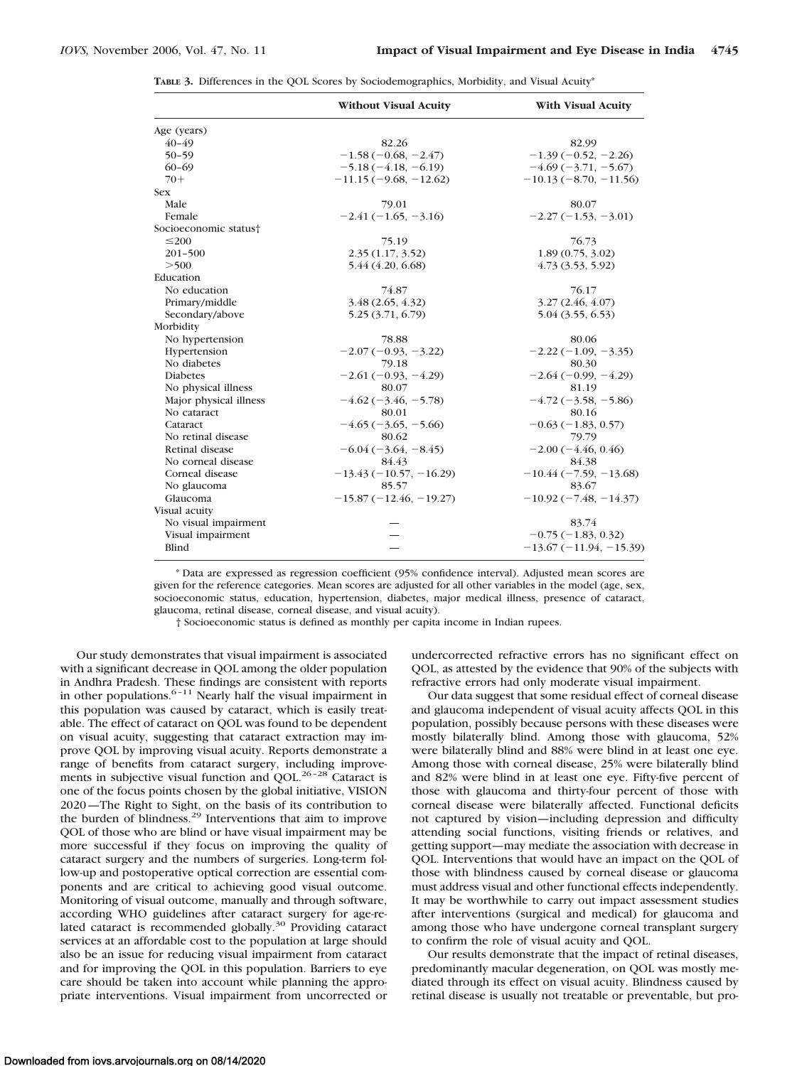**TABLE 3.** Differences in the QOL Scores by Sociodemographics, Morbidity, and Visual Acuity*

| | Without Visual Acuity | With Visual Acuity |
|---|---|---|
| Age (years) | | |
| 40–49 | 82.26 | 82.99 |
| 50–59 | −1.58 (−0.68, −2.47) | −1.39 (−0.52, −2.26) |
| 60–69 | −5.18 (−4.18, −6.19) | −4.69 (−3.71, −5.67) |
| 70+ | −11.15 (−9.68, −12.62) | −10.13 (−8.70, −11.56) |
| Sex | | |
| Male | 79.01 | 80.07 |
| Female | −2.41 (−1.65, −3.16) | −2.27 (−1.53, −3.01) |
| Socioeconomic status† | | |
| ≤200 | 75.19 | 76.73 |
| 201–500 | 2.35 (1.17, 3.52) | 1.89 (0.75, 3.02) |
| >500 | 5.44 (4.20, 6.68) | 4.73 (3.53, 5.92) |
| Education | | |
| No education | 74.87 | 76.17 |
| Primary/middle | 3.48 (2.65, 4.32) | 3.27 (2.46, 4.07) |
| Secondary/above | 5.25 (3.71, 6.79) | 5.04 (3.55, 6.53) |
| Morbidity | | |
| No hypertension | 78.88 | 80.06 |
| Hypertension | −2.07 (−0.93, −3.22) | −2.22 (−1.09, −3.35) |
| No diabetes | 79.18 | 80.30 |
| Diabetes | −2.61 (−0.93, −4.29) | −2.64 (−0.99, −4.29) |
| No physical illness | 80.07 | 81.19 |
| Major physical illness | −4.62 (−3.46, −5.78) | −4.72 (−3.58, −5.86) |
| No cataract | 80.01 | 80.16 |
| Cataract | −4.65 (−3.65, −5.66) | −0.63 (−1.83, 0.57) |
| No retinal disease | 80.62 | 79.79 |
| Retinal disease | −6.04 (−3.64, −8.45) | −2.00 (−4.46, 0.46) |
| No corneal disease | 84.43 | 84.38 |
| Corneal disease | −13.43 (−10.57, −16.29) | −10.44 (−7.59, −13.68) |
| No glaucoma | 85.57 | 83.67 |
| Glaucoma | −15.87 (−12.46, −19.27) | −10.92 (−7.48, −14.37) |
| Visual acuity | | |
| No visual impairment | — | 83.74 |
| Visual impairment | — | −0.75 (−1.83, 0.32) |
| Blind | — | −13.67 (−11.94, −15.39) |

* Data are expressed as regression coefficient (95% confidence interval). Adjusted mean scores are given for the reference categories. Mean scores are adjusted for all other variables in the model (age, sex, socioeconomic status, education, hypertension, diabetes, major medical illness, presence of cataract, glaucoma, retinal disease, corneal disease, and visual acuity).

† Socioeconomic status is defined as monthly per capita income in Indian rupees.

Our study demonstrates that visual impairment is associated with a significant decrease in QOL among the older population in Andhra Pradesh. These findings are consistent with reports in other populations.[6–11] Nearly half the visual impairment in this population was caused by cataract, which is easily treatable. The effect of cataract on QOL was found to be dependent on visual acuity, suggesting that cataract extraction may improve QOL by improving visual acuity. Reports demonstrate a range of benefits from cataract surgery, including improvements in subjective visual function and QOL.[26–28] Cataract is one of the focus points chosen by the global initiative, VISION 2020—The Right to Sight, on the basis of its contribution to the burden of blindness.[29] Interventions that aim to improve QOL of those who are blind or have visual impairment may be more successful if they focus on improving the quality of cataract surgery and the numbers of surgeries. Long-term follow-up and postoperative optical correction are essential components and are critical to achieving good visual outcome. Monitoring of visual outcome, manually and through software, according WHO guidelines after cataract surgery for age-related cataract is recommended globally.[30] Providing cataract services at an affordable cost to the population at large should also be an issue for reducing visual impairment from cataract and for improving the QOL in this population. Barriers to eye care should be taken into account while planning the appropriate interventions. Visual impairment from uncorrected or undercorrected refractive errors has no significant effect on QOL, as attested by the evidence that 90% of the subjects with refractive errors had only moderate visual impairment.

Our data suggest that some residual effect of corneal disease and glaucoma independent of visual acuity affects QOL in this population, possibly because persons with these diseases were mostly bilaterally blind. Among those with glaucoma, 52% were bilaterally blind and 88% were blind in at least one eye. Among those with corneal disease, 25% were bilaterally blind and 82% were blind in at least one eye. Fifty-five percent of those with glaucoma and thirty-four percent of those with corneal disease were bilaterally affected. Functional deficits not captured by vision—including depression and difficulty attending social functions, visiting friends or relatives, and getting support—may mediate the association with decrease in QOL. Interventions that would have an impact on the QOL of those with blindness caused by corneal disease or glaucoma must address visual and other functional effects independently. It may be worthwhile to carry out impact assessment studies after interventions (surgical and medical) for glaucoma and among those who have undergone corneal transplant surgery to confirm the role of visual acuity and QOL.

Our results demonstrate that the impact of retinal diseases, predominantly macular degeneration, on QOL was mostly mediated through its effect on visual acuity. Blindness caused by retinal disease is usually not treatable or preventable, but pro-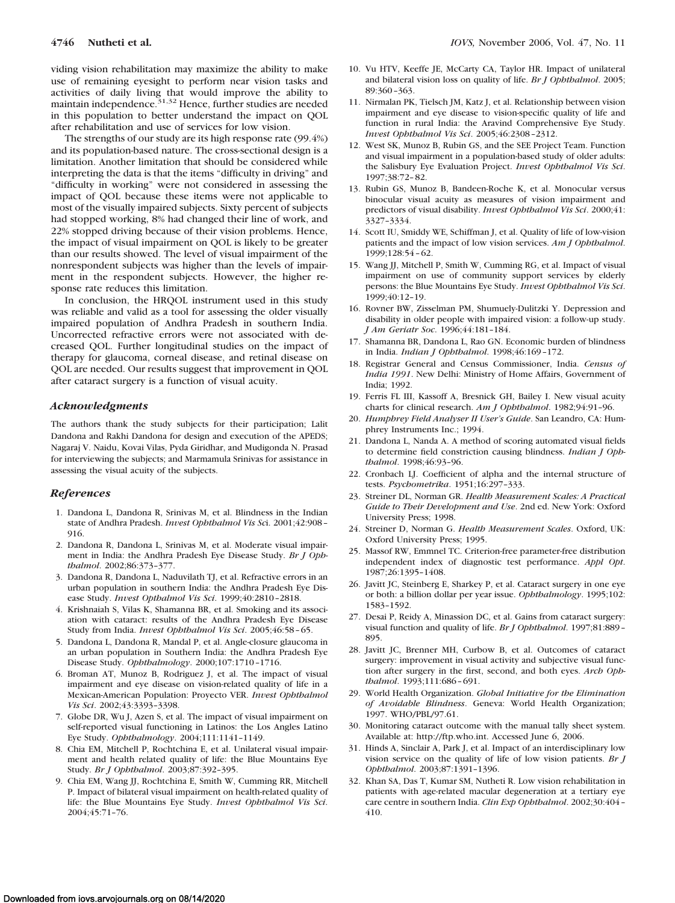viding vision rehabilitation may maximize the ability to make use of remaining eyesight to perform near vision tasks and activities of daily living that would improve the ability to maintain independence.[31,32] Hence, further studies are needed in this population to better understand the impact on QOL after rehabilitation and use of services for low vision.

The strengths of our study are its high response rate (99.4%) and its population-based nature. The cross-sectional design is a limitation. Another limitation that should be considered while interpreting the data is that the items "difficulty in driving" and "difficulty in working" were not considered in assessing the impact of QOL because these items were not applicable to most of the visually impaired subjects. Sixty percent of subjects had stopped working, 8% had changed their line of work, and 22% stopped driving because of their vision problems. Hence, the impact of visual impairment on QOL is likely to be greater than our results showed. The level of visual impairment of the nonrespondent subjects was higher than the levels of impairment in the respondent subjects. However, the higher response rate reduces this limitation.

In conclusion, the HRQOL instrument used in this study was reliable and valid as a tool for assessing the older visually impaired population of Andhra Pradesh in southern India. Uncorrected refractive errors were not associated with decreased QOL. Further longitudinal studies on the impact of therapy for glaucoma, corneal disease, and retinal disease on QOL are needed. Our results suggest that improvement in QOL after cataract surgery is a function of visual acuity.

## *Acknowledgments*

The authors thank the study subjects for their participation; Lalit Dandona and Rakhi Dandona for design and execution of the APEDS; Nagaraj V. Naidu, Kovai Vilas, Pyda Giridhar, and Mudigonda N. Prasad for interviewing the subjects; and Marmamula Srinivas for assistance in assessing the visual acuity of the subjects.

## *References*

1. Dandona L, Dandona R, Srinivas M, et al. Blindness in the Indian state of Andhra Pradesh. *Invest Ophthalmol Vis Sci*. 2001;42:908–916.
2. Dandona R, Dandona L, Srinivas M, et al. Moderate visual impairment in India: the Andhra Pradesh Eye Disease Study. *Br J Ophthalmol*. 2002;86:373–377.
3. Dandona R, Dandona L, Naduvilath TJ, et al. Refractive errors in an urban population in southern India: the Andhra Pradesh Eye Disease Study. *Invest Opthalmol Vis Sci*. 1999;40:2810–2818.
4. Krishnaiah S, Vilas K, Shamanna BR, et al. Smoking and its association with cataract: results of the Andhra Pradesh Eye Disease Study from India. *Invest Ophthalmol Vis Sci*. 2005;46:58–65.
5. Dandona L, Dandona R, Mandal P, et al. Angle-closure glaucoma in an urban population in Southern India: the Andhra Pradesh Eye Disease Study. *Ophthalmology*. 2000;107:1710–1716.
6. Broman AT, Munoz B, Rodriguez J, et al. The impact of visual impairment and eye disease on vision-related quality of life in a Mexican-American Population: Proyecto VER. *Invest Ophthalmol Vis Sci*. 2002;43:3393–3398.
7. Globe DR, Wu J, Azen S, et al. The impact of visual impairment on self-reported visual functioning in Latinos: the Los Angles Latino Eye Study. *Ophthalmology*. 2004;111:1141–1149.
8. Chia EM, Mitchell P, Rochtchina E, et al. Unilateral visual impairment and health related quality of life: the Blue Mountains Eye Study. *Br J Ophthalmol*. 2003;87:392–395.
9. Chia EM, Wang JJ, Rochtchina E, Smith W, Cumming RR, Mitchell P. Impact of bilateral visual impairment on health-related quality of life: the Blue Mountains Eye Study. *Invest Ophthalmol Vis Sci*. 2004;45:71–76.
10. Vu HTV, Keeffe JE, McCarty CA, Taylor HR. Impact of unilateral and bilateral vision loss on quality of life. *Br J Ophthalmol*. 2005;89:360–363.
11. Nirmalan PK, Tielsch JM, Katz J, et al. Relationship between vision impairment and eye disease to vision-specific quality of life and function in rural India: the Aravind Comprehensive Eye Study. *Invest Ophthalmol Vis Sci*. 2005;46:2308–2312.
12. West SK, Munoz B, Rubin GS, and the SEE Project Team. Function and visual impairment in a population-based study of older adults: the Salisbury Eye Evaluation Project. *Invest Ophthalmol Vis Sci*. 1997;38:72–82.
13. Rubin GS, Munoz B, Bandeen-Roche K, et al. Monocular versus binocular visual acuity as measures of vision impairment and predictors of visual disability. *Invest Ophthalmol Vis Sci*. 2000;41:3327–3334.
14. Scott IU, Smiddy WE, Schiffman J, et al. Quality of life of low-vision patients and the impact of low vision services. *Am J Ophthalmol*. 1999;128:54–62.
15. Wang JJ, Mitchell P, Smith W, Cumming RG, et al. Impact of visual impairment on use of community support services by elderly persons: the Blue Mountains Eye Study. *Invest Ophthalmol Vis Sci*. 1999;40:12–19.
16. Rovner BW, Zisselman PM, Shumuely-Dulitzki Y. Depression and disability in older people with impaired vision: a follow-up study. *J Am Geriatr Soc*. 1996;44:181–184.
17. Shamanna BR, Dandona L, Rao GN. Economic burden of blindness in India. *Indian J Ophthalmol*. 1998;46:169–172.
18. Registrar General and Census Commissioner, India. *Census of India 1991*. New Delhi: Ministry of Home Affairs, Government of India; 1992.
19. Ferris FL III, Kassoff A, Bresnick GH, Bailey I. New visual acuity charts for clinical research. *Am J Ophthalmol*. 1982;94:91–96.
20. *Humphrey Field Analyser II User's Guide*. San Leandro, CA: Humphrey Instruments Inc.; 1994.
21. Dandona L, Nanda A. A method of scoring automated visual fields to determine field constriction causing blindness. *Indian J Ophthalmol*. 1998;46:93–96.
22. Cronbach LJ. Coefficient of alpha and the internal structure of tests. *Psychometrika*. 1951;16:297–333.
23. Streiner DL, Norman GR. *Health Measurement Scales: A Practical Guide to Their Development and Use*. 2nd ed. New York: Oxford University Press; 1998.
24. Streiner D, Norman G. *Health Measurement Scales*. Oxford, UK: Oxford University Press; 1995.
25. Massof RW, Emmnel TC. Criterion-free parameter-free distribution independent index of diagnostic test performance. *Appl Opt*. 1987;26:1395–1408.
26. Javitt JC, Steinberg E, Sharkey P, et al. Cataract surgery in one eye or both: a billion dollar per year issue. *Ophthalmology*. 1995;102:1583–1592.
27. Desai P, Reidy A, Minassion DC, et al. Gains from cataract surgery: visual function and quality of life. *Br J Ophthalmol*. 1997;81:889–895.
28. Javitt JC, Brenner MH, Curbow B, et al. Outcomes of cataract surgery: improvement in visual activity and subjective visual function after surgery in the first, second, and both eyes. *Arch Ophthalmol*. 1993;111:686–691.
29. World Health Organization. *Global Initiative for the Elimination of Avoidable Blindness*. Geneva: World Health Organization; 1997. WHO/PBL/97.61.
30. Monitoring cataract outcome with the manual tally sheet system. Available at: http://ftp.who.int. Accessed June 6, 2006.
31. Hinds A, Sinclair A, Park J, et al. Impact of an interdisciplinary low vision service on the quality of life of low vision patients. *Br J Ophthalmol*. 2003;87:1391–1396.
32. Khan SA, Das T, Kumar SM, Nutheti R. Low vision rehabilitation in patients with age-related macular degeneration at a tertiary eye care centre in southern India. *Clin Exp Ophthalmol*. 2002;30:404–410.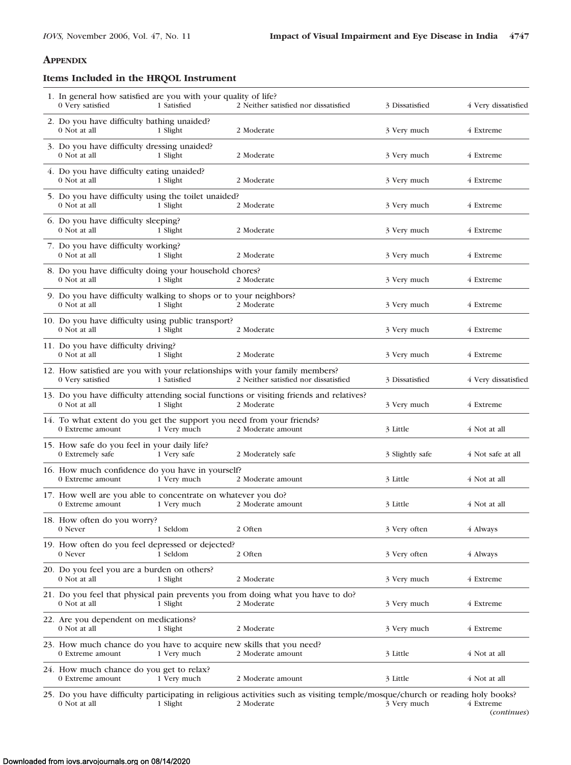## Appendix

### Items Included in the HRQOL Instrument

| Item | | | | |
|---|---|---|---|---|
| **1. In general how satisfied are you with your quality of life?** | | | | |
| 0 Very satisfied | 1 Satisfied | 2 Neither satisfied nor dissatisfied | 3 Dissatisfied | 4 Very dissatisfied |
| **2. Do you have difficulty bathing unaided?** | | | | |
| 0 Not at all | 1 Slight | 2 Moderate | 3 Very much | 4 Extreme |
| **3. Do you have difficulty dressing unaided?** | | | | |
| 0 Not at all | 1 Slight | 2 Moderate | 3 Very much | 4 Extreme |
| **4. Do you have difficulty eating unaided?** | | | | |
| 0 Not at all | 1 Slight | 2 Moderate | 3 Very much | 4 Extreme |
| **5. Do you have difficulty using the toilet unaided?** | | | | |
| 0 Not at all | 1 Slight | 2 Moderate | 3 Very much | 4 Extreme |
| **6. Do you have difficulty sleeping?** | | | | |
| 0 Not at all | 1 Slight | 2 Moderate | 3 Very much | 4 Extreme |
| **7. Do you have difficulty working?** | | | | |
| 0 Not at all | 1 Slight | 2 Moderate | 3 Very much | 4 Extreme |
| **8. Do you have difficulty doing your household chores?** | | | | |
| 0 Not at all | 1 Slight | 2 Moderate | 3 Very much | 4 Extreme |
| **9. Do you have difficulty walking to shops or to your neighbors?** | | | | |
| 0 Not at all | 1 Slight | 2 Moderate | 3 Very much | 4 Extreme |
| **10. Do you have difficulty using public transport?** | | | | |
| 0 Not at all | 1 Slight | 2 Moderate | 3 Very much | 4 Extreme |
| **11. Do you have difficulty driving?** | | | | |
| 0 Not at all | 1 Slight | 2 Moderate | 3 Very much | 4 Extreme |
| **12. How satisfied are you with your relationships with your family members?** | | | | |
| 0 Very satisfied | 1 Satisfied | 2 Neither satisfied nor dissatisfied | 3 Dissatisfied | 4 Very dissatisfied |
| **13. Do you have difficulty attending social functions or visiting friends and relatives?** | | | | |
| 0 Not at all | 1 Slight | 2 Moderate | 3 Very much | 4 Extreme |
| **14. To what extent do you get the support you need from your friends?** | | | | |
| 0 Extreme amount | 1 Very much | 2 Moderate amount | 3 Little | 4 Not at all |
| **15. How safe do you feel in your daily life?** | | | | |
| 0 Extremely safe | 1 Very safe | 2 Moderately safe | 3 Slightly safe | 4 Not safe at all |
| **16. How much confidence do you have in yourself?** | | | | |
| 0 Extreme amount | 1 Very much | 2 Moderate amount | 3 Little | 4 Not at all |
| **17. How well are you able to concentrate on whatever you do?** | | | | |
| 0 Extreme amount | 1 Very much | 2 Moderate amount | 3 Little | 4 Not at all |
| **18. How often do you worry?** | | | | |
| 0 Never | 1 Seldom | 2 Often | 3 Very often | 4 Always |
| **19. How often do you feel depressed or dejected?** | | | | |
| 0 Never | 1 Seldom | 2 Often | 3 Very often | 4 Always |
| **20. Do you feel you are a burden on others?** | | | | |
| 0 Not at all | 1 Slight | 2 Moderate | 3 Very much | 4 Extreme |
| **21. Do you feel that physical pain prevents you from doing what you have to do?** | | | | |
| 0 Not at all | 1 Slight | 2 Moderate | 3 Very much | 4 Extreme |
| **22. Are you dependent on medications?** | | | | |
| 0 Not at all | 1 Slight | 2 Moderate | 3 Very much | 4 Extreme |
| **23. How much chance do you have to acquire new skills that you need?** | | | | |
| 0 Extreme amount | 1 Very much | 2 Moderate amount | 3 Little | 4 Not at all |
| **24. How much chance do you get to relax?** | | | | |
| 0 Extreme amount | 1 Very much | 2 Moderate amount | 3 Little | 4 Not at all |
| **25. Do you have difficulty participating in religious activities such as visiting temple/mosque/church or reading holy books?** | | | | |
| 0 Not at all | 1 Slight | 2 Moderate | 3 Very much | 4 Extreme |

(*continues*)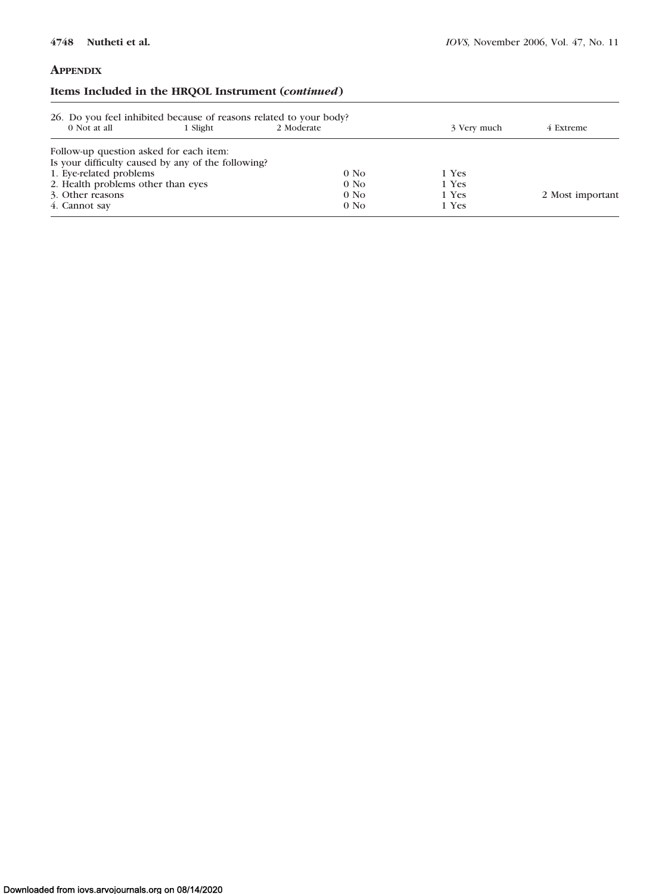## Appendix

### Items Included in the HRQOL Instrument (*continued*)

26. Do you feel inhibited because of reasons related to your body?

| 0 Not at all | 1 Slight | 2 Moderate | 3 Very much | 4 Extreme |
|---|---|---|---|---|

Follow-up question asked for each item:
Is your difficulty caused by any of the following?

| | | | |
|---|---|---|---|
| 1. Eye-related problems | 0 No | 1 Yes | |
| 2. Health problems other than eyes | 0 No | 1 Yes | |
| 3. Other reasons | 0 No | 1 Yes | 2 Most important |
| 4. Cannot say | 0 No | 1 Yes | |

Downloaded from iovs.arvojournals.org on 08/14/2020